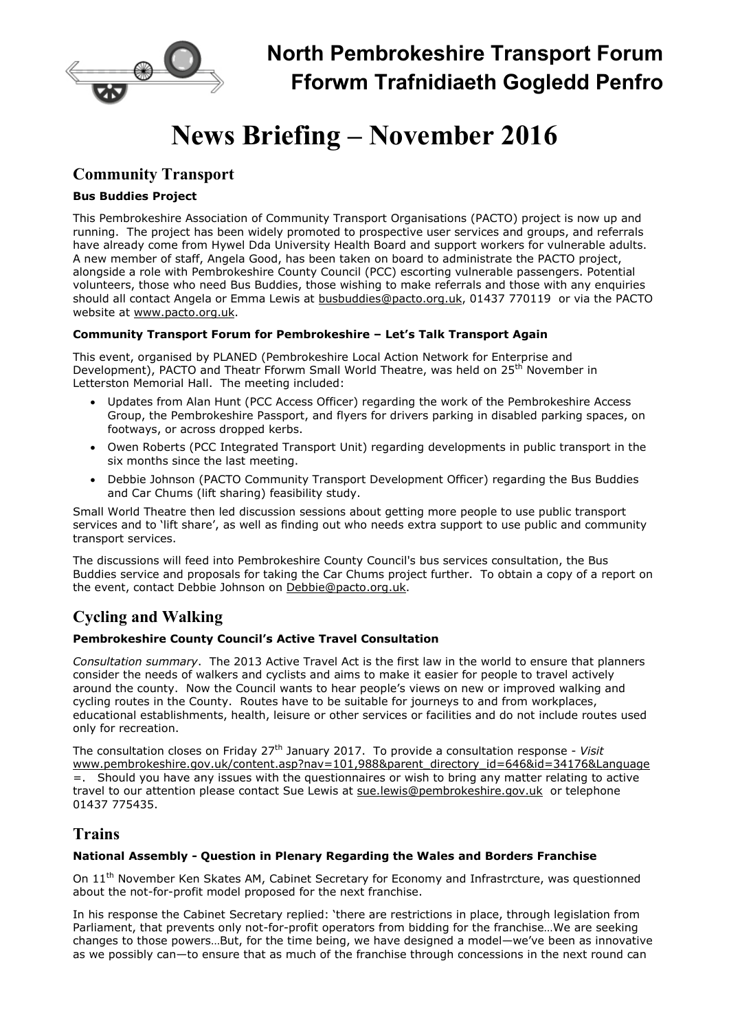# North Pembrokeshire Transport Forum
# Fforwm Trafnidiaeth Gogledd Penfro

# News Briefing – November 2016

## Community Transport

### Bus Buddies Project

This Pembrokeshire Association of Community Transport Organisations (PACTO) project is now up and running. The project has been widely promoted to prospective user services and groups, and referrals have already come from Hywel Dda University Health Board and support workers for vulnerable adults. A new member of staff, Angela Good, has been taken on board to administrate the PACTO project, alongside a role with Pembrokeshire County Council (PCC) escorting vulnerable passengers. Potential volunteers, those who need Bus Buddies, those wishing to make referrals and those with any enquiries should all contact Angela or Emma Lewis at busbuddies@pacto.org.uk, 01437 770119 or via the PACTO website at www.pacto.org.uk.

### Community Transport Forum for Pembrokeshire – Let's Talk Transport Again

This event, organised by PLANED (Pembrokeshire Local Action Network for Enterprise and Development), PACTO and Theatr Fforwm Small World Theatre, was held on 25th November in Letterston Memorial Hall. The meeting included:

- Updates from Alan Hunt (PCC Access Officer) regarding the work of the Pembrokeshire Access Group, the Pembrokeshire Passport, and flyers for drivers parking in disabled parking spaces, on footways, or across dropped kerbs.
- Owen Roberts (PCC Integrated Transport Unit) regarding developments in public transport in the six months since the last meeting.
- Debbie Johnson (PACTO Community Transport Development Officer) regarding the Bus Buddies and Car Chums (lift sharing) feasibility study.

Small World Theatre then led discussion sessions about getting more people to use public transport services and to 'lift share', as well as finding out who needs extra support to use public and community transport services.

The discussions will feed into Pembrokeshire County Council's bus services consultation, the Bus Buddies service and proposals for taking the Car Chums project further. To obtain a copy of a report on the event, contact Debbie Johnson on Debbie@pacto.org.uk.

## Cycling and Walking

### Pembrokeshire County Council's Active Travel Consultation

*Consultation summary*. The 2013 Active Travel Act is the first law in the world to ensure that planners consider the needs of walkers and cyclists and aims to make it easier for people to travel actively around the county. Now the Council wants to hear people's views on new or improved walking and cycling routes in the County. Routes have to be suitable for journeys to and from workplaces, educational establishments, health, leisure or other services or facilities and do not include routes used only for recreation.

The consultation closes on Friday 27th January 2017. To provide a consultation response - *Visit* www.pembrokeshire.gov.uk/content.asp?nav=101,988&parent_directory_id=646&id=34176&Language=. Should you have any issues with the questionnaires or wish to bring any matter relating to active travel to our attention please contact Sue Lewis at sue.lewis@pembrokeshire.gov.uk or telephone 01437 775435.

## Trains

### National Assembly - Question in Plenary Regarding the Wales and Borders Franchise

On 11th November Ken Skates AM, Cabinet Secretary for Economy and Infrastrcture, was questionned about the not-for-profit model proposed for the next franchise.

In his response the Cabinet Secretary replied: 'there are restrictions in place, through legislation from Parliament, that prevents only not-for-profit operators from bidding for the franchise…We are seeking changes to those powers…But, for the time being, we have designed a model—we've been as innovative as we possibly can—to ensure that as much of the franchise through concessions in the next round can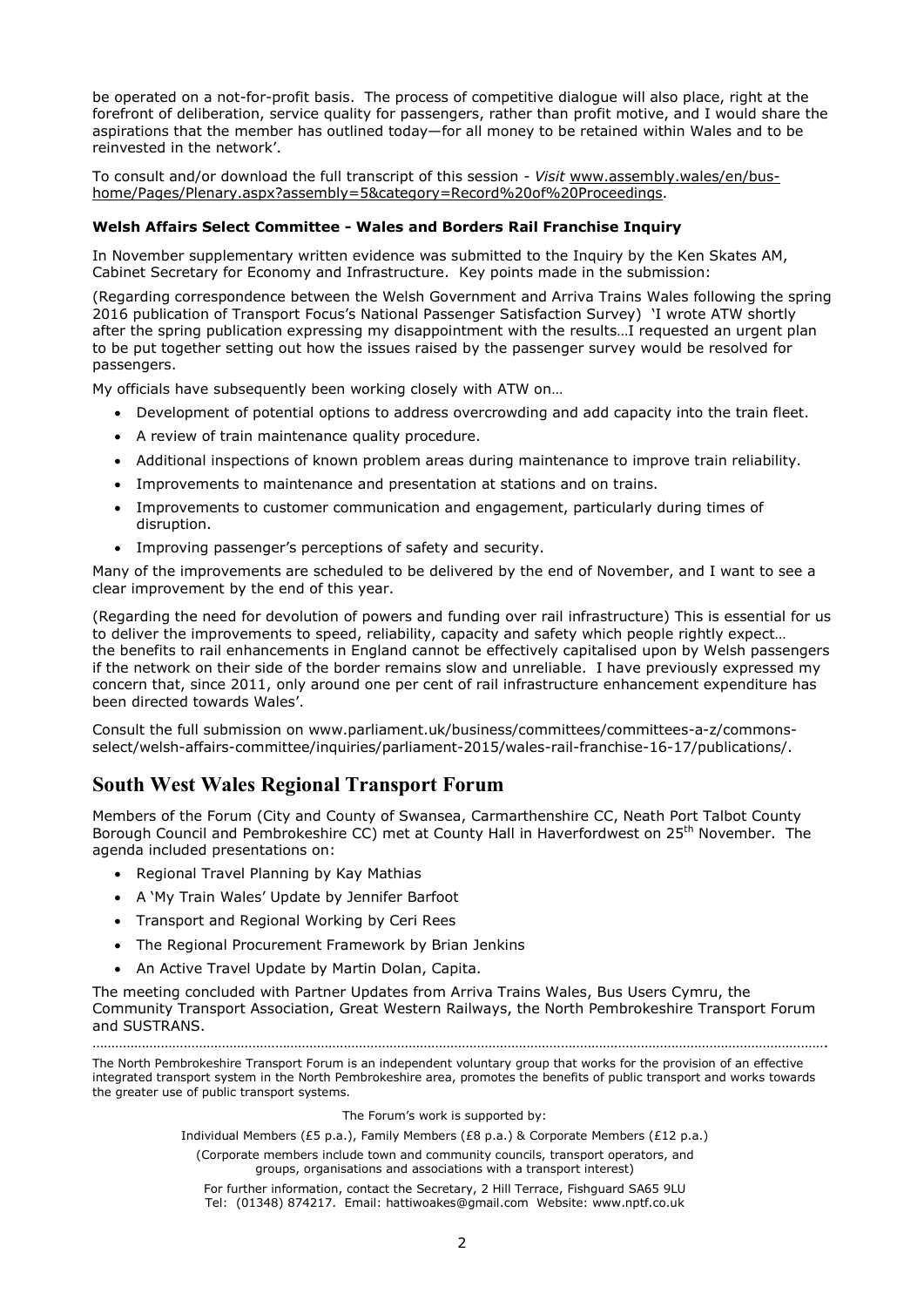be operated on a not-for-profit basis. The process of competitive dialogue will also place, right at the forefront of deliberation, service quality for passengers, rather than profit motive, and I would share the aspirations that the member has outlined today—for all money to be retained within Wales and to be reinvested in the network'.

To consult and/or download the full transcript of this session - *Visit* www.assembly.wales/en/bus-home/Pages/Plenary.aspx?assembly=5&category=Record%20of%20Proceedings.

**Welsh Affairs Select Committee - Wales and Borders Rail Franchise Inquiry**

In November supplementary written evidence was submitted to the Inquiry by the Ken Skates AM, Cabinet Secretary for Economy and Infrastructure. Key points made in the submission:

(Regarding correspondence between the Welsh Government and Arriva Trains Wales following the spring 2016 publication of Transport Focus's National Passenger Satisfaction Survey) 'I wrote ATW shortly after the spring publication expressing my disappointment with the results…I requested an urgent plan to be put together setting out how the issues raised by the passenger survey would be resolved for passengers.

My officials have subsequently been working closely with ATW on…

- Development of potential options to address overcrowding and add capacity into the train fleet.
- A review of train maintenance quality procedure.
- Additional inspections of known problem areas during maintenance to improve train reliability.
- Improvements to maintenance and presentation at stations and on trains.
- Improvements to customer communication and engagement, particularly during times of disruption.
- Improving passenger's perceptions of safety and security.

Many of the improvements are scheduled to be delivered by the end of November, and I want to see a clear improvement by the end of this year.

(Regarding the need for devolution of powers and funding over rail infrastructure) This is essential for us to deliver the improvements to speed, reliability, capacity and safety which people rightly expect… the benefits to rail enhancements in England cannot be effectively capitalised upon by Welsh passengers if the network on their side of the border remains slow and unreliable. I have previously expressed my concern that, since 2011, only around one per cent of rail infrastructure enhancement expenditure has been directed towards Wales'.

Consult the full submission on www.parliament.uk/business/committees/committees-a-z/commons-select/welsh-affairs-committee/inquiries/parliament-2015/wales-rail-franchise-16-17/publications/.

## South West Wales Regional Transport Forum

Members of the Forum (City and County of Swansea, Carmarthenshire CC, Neath Port Talbot County Borough Council and Pembrokeshire CC) met at County Hall in Haverfordwest on 25th November. The agenda included presentations on:

- Regional Travel Planning by Kay Mathias
- A 'My Train Wales' Update by Jennifer Barfoot
- Transport and Regional Working by Ceri Rees
- The Regional Procurement Framework by Brian Jenkins
- An Active Travel Update by Martin Dolan, Capita.

The meeting concluded with Partner Updates from Arriva Trains Wales, Bus Users Cymru, the Community Transport Association, Great Western Railways, the North Pembrokeshire Transport Forum and SUSTRANS.

---

The North Pembrokeshire Transport Forum is an independent voluntary group that works for the provision of an effective integrated transport system in the North Pembrokeshire area, promotes the benefits of public transport and works towards the greater use of public transport systems.

The Forum's work is supported by:

Individual Members (£5 p.a.), Family Members (£8 p.a.) & Corporate Members (£12 p.a.)

(Corporate members include town and community councils, transport operators, and groups, organisations and associations with a transport interest)

For further information, contact the Secretary, 2 Hill Terrace, Fishguard SA65 9LU
Tel: (01348) 874217. Email: hattiwoakes@gmail.com Website: www.nptf.co.uk